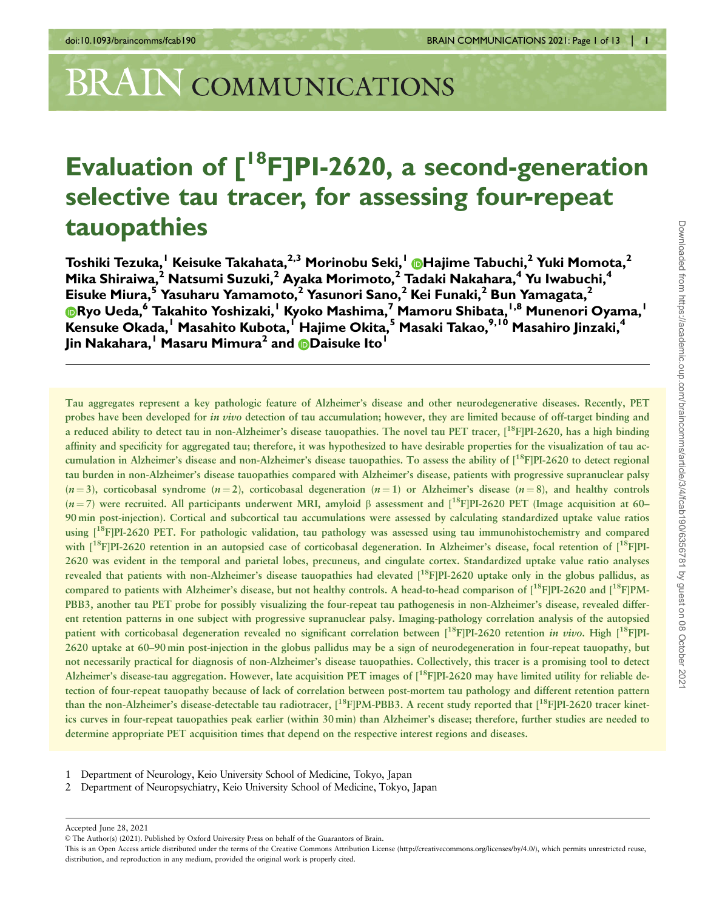# Evaluation of [$^{18}$F]PI-2620, a second-generation selective tau tracer, for assessing four-repeat tauopathies

Toshiki Tezuka,[1] Keisuke Takahata,[2,3] Morinobu Seki,[1] Hajime Tabuchi,[2] Yuki Momota,[2] Mika Shiraiwa,[2] Natsumi Suzuki,[2] Ayaka Morimoto,[2] Tadaki Nakahara,[4] Yu Iwabuchi,[4] Eisuke Miura,[5] Yasuharu Yamamoto,[2] Yasunori Sano,[2] Kei Funaki,[2] Bun Yamagata,[2] Ryo Ueda,[6] Takahito Yoshizaki,[1] Kyoko Mashima,[7] Mamoru Shibata,[1,8] Munenori Oyama,[1] Kensuke Okada,[1] Masahito Kubota,[1] Hajime Okita,[5] Masaki Takao,[9,10] Masahiro Jinzaki,[4] Jin Nakahara,[1] Masaru Mimura[2] and Daisuke Ito[1]

Tau aggregates represent a key pathologic feature of Alzheimer's disease and other neurodegenerative diseases. Recently, PET probes have been developed for *in vivo* detection of tau accumulation; however, they are limited because of off-target binding and a reduced ability to detect tau in non-Alzheimer's disease tauopathies. The novel tau PET tracer, [$^{18}$F]PI-2620, has a high binding affinity and specificity for aggregated tau; therefore, it was hypothesized to have desirable properties for the visualization of tau accumulation in Alzheimer's disease and non-Alzheimer's disease tauopathies. To assess the ability of [$^{18}$F]PI-2620 to detect regional tau burden in non-Alzheimer's disease tauopathies compared with Alzheimer's disease, patients with progressive supranuclear palsy ($n = 3$), corticobasal syndrome ($n = 2$), corticobasal degeneration ($n = 1$) or Alzheimer's disease ($n = 8$), and healthy controls ($n = 7$) were recruited. All participants underwent MRI, amyloid β assessment and [$^{18}$F]PI-2620 PET (Image acquisition at 60–90 min post-injection). Cortical and subcortical tau accumulations were assessed by calculating standardized uptake value ratios using [$^{18}$F]PI-2620 PET. For pathologic validation, tau pathology was assessed using tau immunohistochemistry and compared with [$^{18}$F]PI-2620 retention in an autopsied case of corticobasal degeneration. In Alzheimer's disease, focal retention of [$^{18}$F]PI-2620 was evident in the temporal and parietal lobes, precuneus, and cingulate cortex. Standardized uptake value ratio analyses revealed that patients with non-Alzheimer's disease tauopathies had elevated [$^{18}$F]PI-2620 uptake only in the globus pallidus, as compared to patients with Alzheimer's disease, but not healthy controls. A head-to-head comparison of [$^{18}$F]PI-2620 and [$^{18}$F]PM-PBB3, another tau PET probe for possibly visualizing the four-repeat tau pathogenesis in non-Alzheimer's disease, revealed different retention patterns in one subject with progressive supranuclear palsy. Imaging-pathology correlation analysis of the autopsied patient with corticobasal degeneration revealed no significant correlation between [$^{18}$F]PI-2620 retention *in vivo*. High [$^{18}$F]PI-2620 uptake at 60–90 min post-injection in the globus pallidus may be a sign of neurodegeneration in four-repeat tauopathy, but not necessarily practical for diagnosis of non-Alzheimer's disease tauopathies. Collectively, this tracer is a promising tool to detect Alzheimer's disease-tau aggregation. However, late acquisition PET images of [$^{18}$F]PI-2620 may have limited utility for reliable detection of four-repeat tauopathy because of lack of correlation between post-mortem tau pathology and different retention pattern than the non-Alzheimer's disease-detectable tau radiotracer, [$^{18}$F]PM-PBB3. A recent study reported that [$^{18}$F]PI-2620 tracer kinetics curves in four-repeat tauopathies peak earlier (within 30 min) than Alzheimer's disease; therefore, further studies are needed to determine appropriate PET acquisition times that depend on the respective interest regions and diseases.

1 Department of Neurology, Keio University School of Medicine, Tokyo, Japan
2 Department of Neuropsychiatry, Keio University School of Medicine, Tokyo, Japan

Accepted June 28, 2021

© The Author(s) (2021). Published by Oxford University Press on behalf of the Guarantors of Brain.

This is an Open Access article distributed under the terms of the Creative Commons Attribution License (http://creativecommons.org/licenses/by/4.0/), which permits unrestricted reuse, distribution, and reproduction in any medium, provided the original work is properly cited.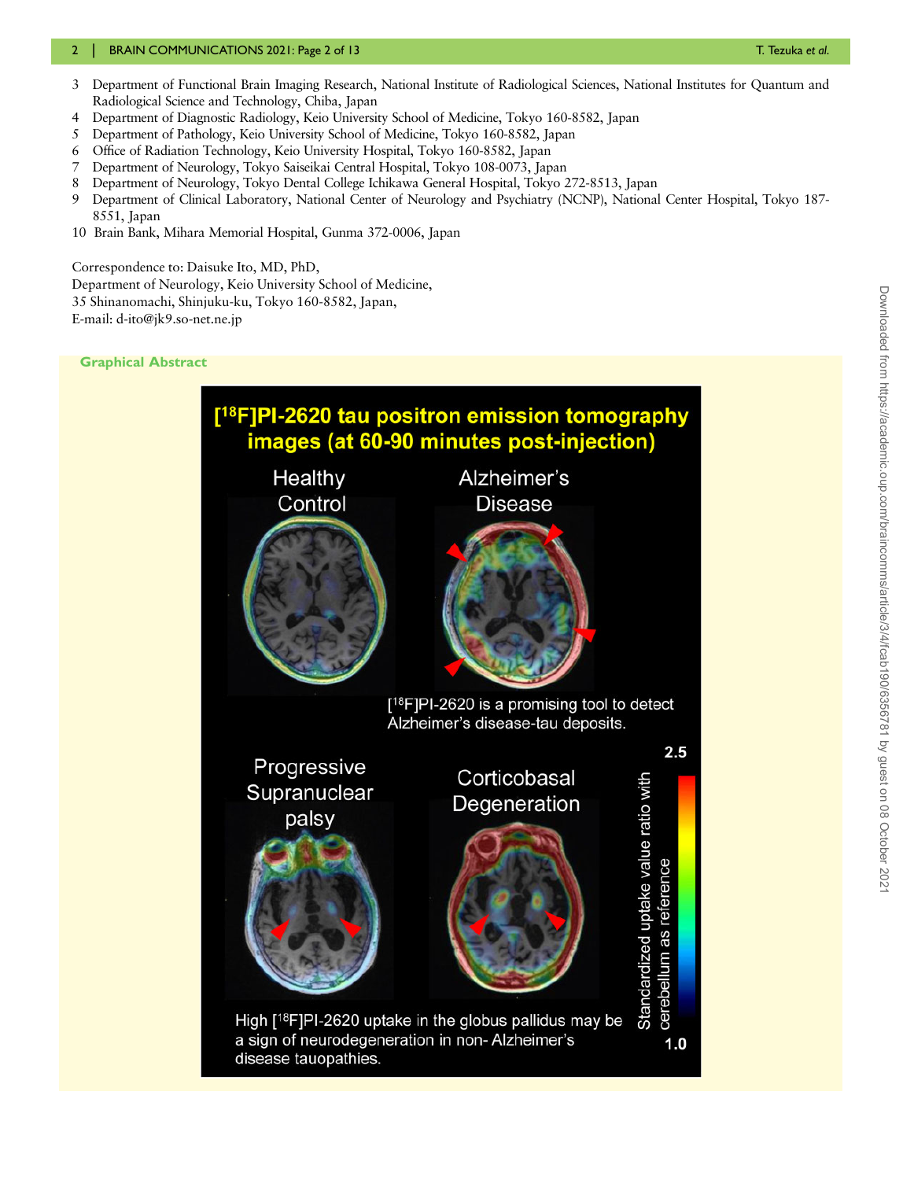3 Department of Functional Brain Imaging Research, National Institute of Radiological Sciences, National Institutes for Quantum and Radiological Science and Technology, Chiba, Japan
4 Department of Diagnostic Radiology, Keio University School of Medicine, Tokyo 160-8582, Japan
5 Department of Pathology, Keio University School of Medicine, Tokyo 160-8582, Japan
6 Office of Radiation Technology, Keio University Hospital, Tokyo 160-8582, Japan
7 Department of Neurology, Tokyo Saiseikai Central Hospital, Tokyo 108-0073, Japan
8 Department of Neurology, Tokyo Dental College Ichikawa General Hospital, Tokyo 272-8513, Japan
9 Department of Clinical Laboratory, National Center of Neurology and Psychiatry (NCNP), National Center Hospital, Tokyo 187-8551, Japan
10 Brain Bank, Mihara Memorial Hospital, Gunma 372-0006, Japan

Correspondence to: Daisuke Ito, MD, PhD,
Department of Neurology, Keio University School of Medicine,
35 Shinanomachi, Shinjuku-ku, Tokyo 160-8582, Japan,
E-mail: d-ito@jk9.so-net.ne.jp

**Graphical Abstract**

[$^{18}$F]PI-2620 tau positron emission tomography images (at 60-90 minutes post-injection)

Healthy Control

Alzheimer's Disease

[$^{18}$F]PI-2620 is a promising tool to detect Alzheimer's disease-tau deposits.

Progressive Supranuclear palsy

Corticobasal Degeneration

Standardized uptake value ratio with cerebellum as reference (1.0 – 2.5)

High [$^{18}$F]PI-2620 uptake in the globus pallidus may be a sign of neurodegeneration in non- Alzheimer's disease tauopathies.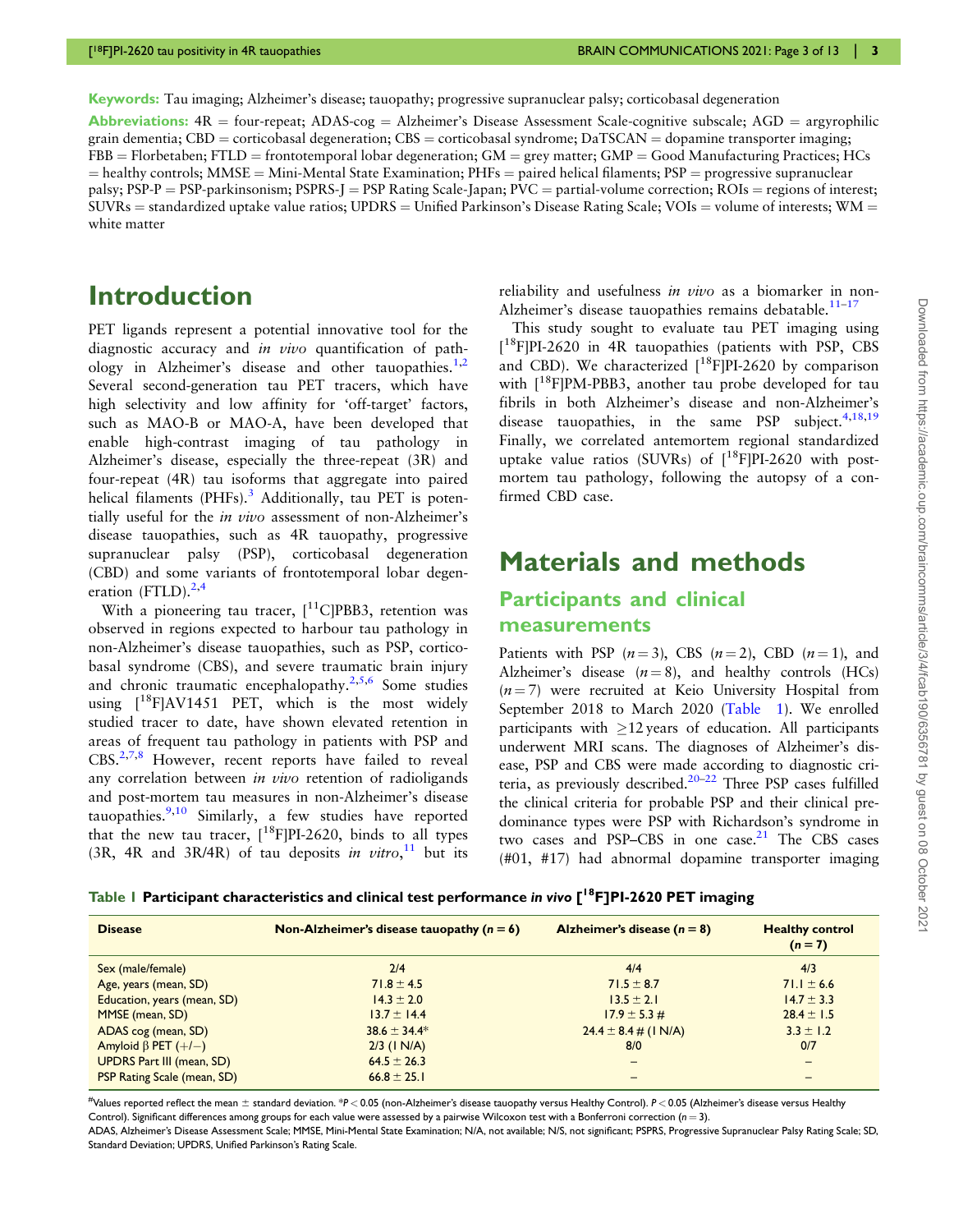**Keywords:** Tau imaging; Alzheimer's disease; tauopathy; progressive supranuclear palsy; corticobasal degeneration

**Abbreviations:** 4R = four-repeat; ADAS-cog = Alzheimer's Disease Assessment Scale-cognitive subscale; AGD = argyrophilic grain dementia; CBD = corticobasal degeneration; CBS = corticobasal syndrome; DaTSCAN = dopamine transporter imaging; FBB = Florbetaben; FTLD = frontotemporal lobar degeneration; GM = grey matter; GMP = Good Manufacturing Practices; HCs = healthy controls; MMSE = Mini-Mental State Examination; PHFs = paired helical filaments; PSP = progressive supranuclear palsy; PSP-P = PSP-parkinsonism; PSPRS-J = PSP Rating Scale-Japan; PVC = partial-volume correction; ROIs = regions of interest; SUVRs = standardized uptake value ratios; UPDRS = Unified Parkinson's Disease Rating Scale; VOIs = volume of interests; WM = white matter

# Introduction

PET ligands represent a potential innovative tool for the diagnostic accuracy and *in vivo* quantification of pathology in Alzheimer's disease and other tauopathies.[1,2] Several second-generation tau PET tracers, which have high selectivity and low affinity for 'off-target' factors, such as MAO-B or MAO-A, have been developed that enable high-contrast imaging of tau pathology in Alzheimer's disease, especially the three-repeat (3R) and four-repeat (4R) tau isoforms that aggregate into paired helical filaments (PHFs).[3] Additionally, tau PET is potentially useful for the *in vivo* assessment of non-Alzheimer's disease tauopathies, such as 4R tauopathy, progressive supranuclear palsy (PSP), corticobasal degeneration (CBD) and some variants of frontotemporal lobar degeneration (FTLD).[2,4]

With a pioneering tau tracer, [$^{11}$C]PBB3, retention was observed in regions expected to harbour tau pathology in non-Alzheimer's disease tauopathies, such as PSP, corticobasal syndrome (CBS), and severe traumatic brain injury and chronic traumatic encephalopathy.[2,5,6] Some studies using [$^{18}$F]AV1451 PET, which is the most widely studied tracer to date, have shown elevated retention in areas of frequent tau pathology in patients with PSP and CBS.[2,7,8] However, recent reports have failed to reveal any correlation between *in vivo* retention of radioligands and post-mortem tau measures in non-Alzheimer's disease tauopathies.[9,10] Similarly, a few studies have reported that the new tau tracer, [$^{18}$F]PI-2620, binds to all types (3R, 4R and 3R/4R) of tau deposits *in vitro*,[11] but its reliability and usefulness *in vivo* as a biomarker in non-Alzheimer's disease tauopathies remains debatable.[11–17]

This study sought to evaluate tau PET imaging using [$^{18}$F]PI-2620 in 4R tauopathies (patients with PSP, CBS and CBD). We characterized [$^{18}$F]PI-2620 by comparison with [$^{18}$F]PM-PBB3, another tau probe developed for tau fibrils in both Alzheimer's disease and non-Alzheimer's disease tauopathies, in the same PSP subject.[4,18,19] Finally, we correlated antemortem regional standardized uptake value ratios (SUVRs) of [$^{18}$F]PI-2620 with post-mortem tau pathology, following the autopsy of a confirmed CBD case.

# Materials and methods

## Participants and clinical measurements

Patients with PSP ($n = 3$), CBS ($n = 2$), CBD ($n = 1$), and Alzheimer's disease ($n = 8$), and healthy controls (HCs) ($n = 7$) were recruited at Keio University Hospital from September 2018 to March 2020 (Table 1). We enrolled participants with ≥12 years of education. All participants underwent MRI scans. The diagnoses of Alzheimer's disease, PSP and CBS were made according to diagnostic criteria, as previously described.[20–22] Three PSP cases fulfilled the clinical criteria for probable PSP and their clinical predominance types were PSP with Richardson's syndrome in two cases and PSP–CBS in one case.[21] The CBS cases (#01, #17) had abnormal dopamine transporter imaging

**Table 1 Participant characteristics and clinical test performance *in vivo* [$^{18}$F]PI-2620 PET imaging**

| Disease | Non-Alzheimer's disease tauopathy ($n = 6$) | Alzheimer's disease ($n = 8$) | Healthy control ($n = 7$) |
|---|---|---|---|
| Sex (male/female) | 2/4 | 4/4 | 4/3 |
| Age, years (mean, SD) | 71.8 ± 4.5 | 71.5 ± 8.7 | 71.1 ± 6.6 |
| Education, years (mean, SD) | 14.3 ± 2.0 | 13.5 ± 2.1 | 14.7 ± 3.3 |
| MMSE (mean, SD) | 13.7 ± 14.4 | 17.9 ± 5.3 # | 28.4 ± 1.5 |
| ADAS cog (mean, SD) | 38.6 ± 34.4* | 24.4 ± 8.4 # (1 N/A) | 3.3 ± 1.2 |
| Amyloid β PET (+/−) | 2/3 (1 N/A) | 8/0 | 0/7 |
| UPDRS Part III (mean, SD) | 64.5 ± 26.3 | – | – |
| PSP Rating Scale (mean, SD) | 66.8 ± 25.1 | – | – |

#Values reported reflect the mean ± standard deviation. *$P < 0.05$ (non-Alzheimer's disease tauopathy versus Healthy Control). $P < 0.05$ (Alzheimer's disease versus Healthy Control). Significant differences among groups for each value were assessed by a pairwise Wilcoxon test with a Bonferroni correction ($n = 3$).

ADAS, Alzheimer's Disease Assessment Scale; MMSE, Mini-Mental State Examination; N/A, not available; N/S, not significant; PSPRS, Progressive Supranuclear Palsy Rating Scale; SD, Standard Deviation; UPDRS, Unified Parkinson's Rating Scale.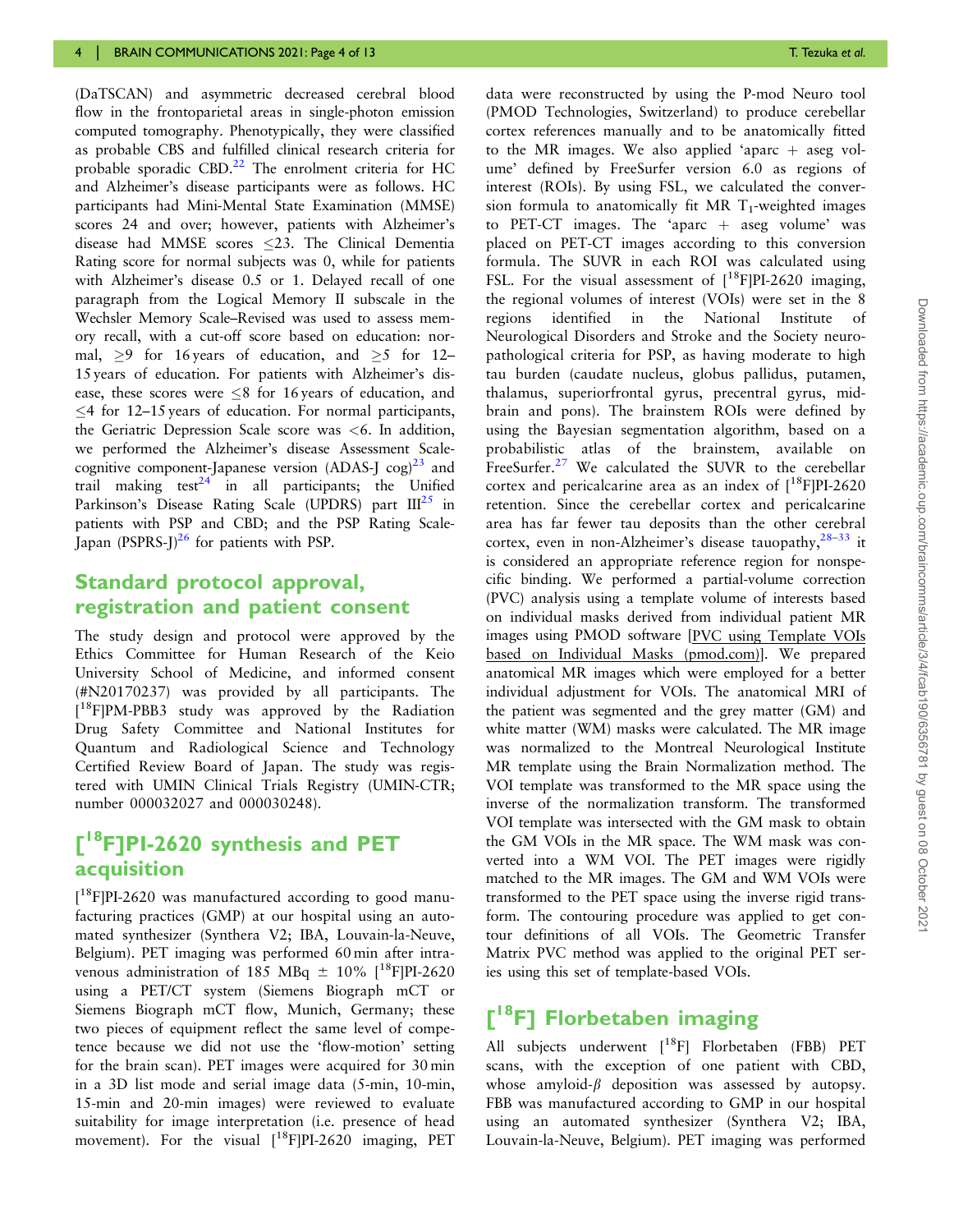(DaTSCAN) and asymmetric decreased cerebral blood flow in the frontoparietal areas in single-photon emission computed tomography. Phenotypically, they were classified as probable CBS and fulfilled clinical research criteria for probable sporadic CBD.[22] The enrolment criteria for HC and Alzheimer's disease participants were as follows. HC participants had Mini-Mental State Examination (MMSE) scores 24 and over; however, patients with Alzheimer's disease had MMSE scores ≤23. The Clinical Dementia Rating score for normal subjects was 0, while for patients with Alzheimer's disease 0.5 or 1. Delayed recall of one paragraph from the Logical Memory II subscale in the Wechsler Memory Scale–Revised was used to assess memory recall, with a cut-off score based on education: normal, ≥9 for 16 years of education, and ≥5 for 12–15 years of education. For patients with Alzheimer's disease, these scores were ≤8 for 16 years of education, and ≤4 for 12–15 years of education. For normal participants, the Geriatric Depression Scale score was <6. In addition, we performed the Alzheimer's disease Assessment Scale-cognitive component-Japanese version (ADAS-J cog)[23] and trail making test[24] in all participants; the Unified Parkinson's Disease Rating Scale (UPDRS) part III[25] in patients with PSP and CBD; and the PSP Rating Scale-Japan (PSPRS-J)[26] for patients with PSP.

## Standard protocol approval, registration and patient consent

The study design and protocol were approved by the Ethics Committee for Human Research of the Keio University School of Medicine, and informed consent (#N20170237) was provided by all participants. The [$^{18}$F]PM-PBB3 study was approved by the Radiation Drug Safety Committee and National Institutes for Quantum and Radiological Science and Technology Certified Review Board of Japan. The study was registered with UMIN Clinical Trials Registry (UMIN-CTR; number 000032027 and 000030248).

## [$^{18}$F]PI-2620 synthesis and PET acquisition

[$^{18}$F]PI-2620 was manufactured according to good manufacturing practices (GMP) at our hospital using an automated synthesizer (Synthera V2; IBA, Louvain-la-Neuve, Belgium). PET imaging was performed 60 min after intravenous administration of 185 MBq ± 10% [$^{18}$F]PI-2620 using a PET/CT system (Siemens Biograph mCT or Siemens Biograph mCT flow, Munich, Germany; these two pieces of equipment reflect the same level of competence because we did not use the 'flow-motion' setting for the brain scan). PET images were acquired for 30 min in a 3D list mode and serial image data (5-min, 10-min, 15-min and 20-min images) were reviewed to evaluate suitability for image interpretation (i.e. presence of head movement). For the visual [$^{18}$F]PI-2620 imaging, PET data were reconstructed by using the P-mod Neuro tool (PMOD Technologies, Switzerland) to produce cerebellar cortex references manually and to be anatomically fitted to the MR images. We also applied 'aparc + aseg volume' defined by FreeSurfer version 6.0 as regions of interest (ROIs). By using FSL, we calculated the conversion formula to anatomically fit MR $T_1$-weighted images to PET-CT images. The 'aparc + aseg volume' was placed on PET-CT images according to this conversion formula. The SUVR in each ROI was calculated using FSL. For the visual assessment of [$^{18}$F]PI-2620 imaging, the regional volumes of interest (VOIs) were set in the 8 regions identified in the National Institute of Neurological Disorders and Stroke and the Society neuropathological criteria for PSP, as having moderate to high tau burden (caudate nucleus, globus pallidus, putamen, thalamus, superiorfrontal gyrus, precentral gyrus, midbrain and pons). The brainstem ROIs were defined by using the Bayesian segmentation algorithm, based on a probabilistic atlas of the brainstem, available on FreeSurfer.[27] We calculated the SUVR to the cerebellar cortex and pericalcarine area as an index of [$^{18}$F]PI-2620 retention. Since the cerebellar cortex and pericalcarine area has far fewer tau deposits than the other cerebral cortex, even in non-Alzheimer's disease tauopathy,[28–33] it is considered an appropriate reference region for nonspecific binding. We performed a partial-volume correction (PVC) analysis using a template volume of interests based on individual masks derived from individual patient MR images using PMOD software [PVC using Template VOIs based on Individual Masks (pmod.com)]. We prepared anatomical MR images which were employed for a better individual adjustment for VOIs. The anatomical MRI of the patient was segmented and the grey matter (GM) and white matter (WM) masks were calculated. The MR image was normalized to the Montreal Neurological Institute MR template using the Brain Normalization method. The VOI template was transformed to the MR space using the inverse of the normalization transform. The transformed VOI template was intersected with the GM mask to obtain the GM VOIs in the MR space. The WM mask was converted into a WM VOI. The PET images were rigidly matched to the MR images. The GM and WM VOIs were transformed to the PET space using the inverse rigid transform. The contouring procedure was applied to get contour definitions of all VOIs. The Geometric Transfer Matrix PVC method was applied to the original PET series using this set of template-based VOIs.

## [$^{18}$F] Florbetaben imaging

All subjects underwent [$^{18}$F] Florbetaben (FBB) PET scans, with the exception of one patient with CBD, whose amyloid-$\beta$ deposition was assessed by autopsy. FBB was manufactured according to GMP in our hospital using an automated synthesizer (Synthera V2; IBA, Louvain-la-Neuve, Belgium). PET imaging was performed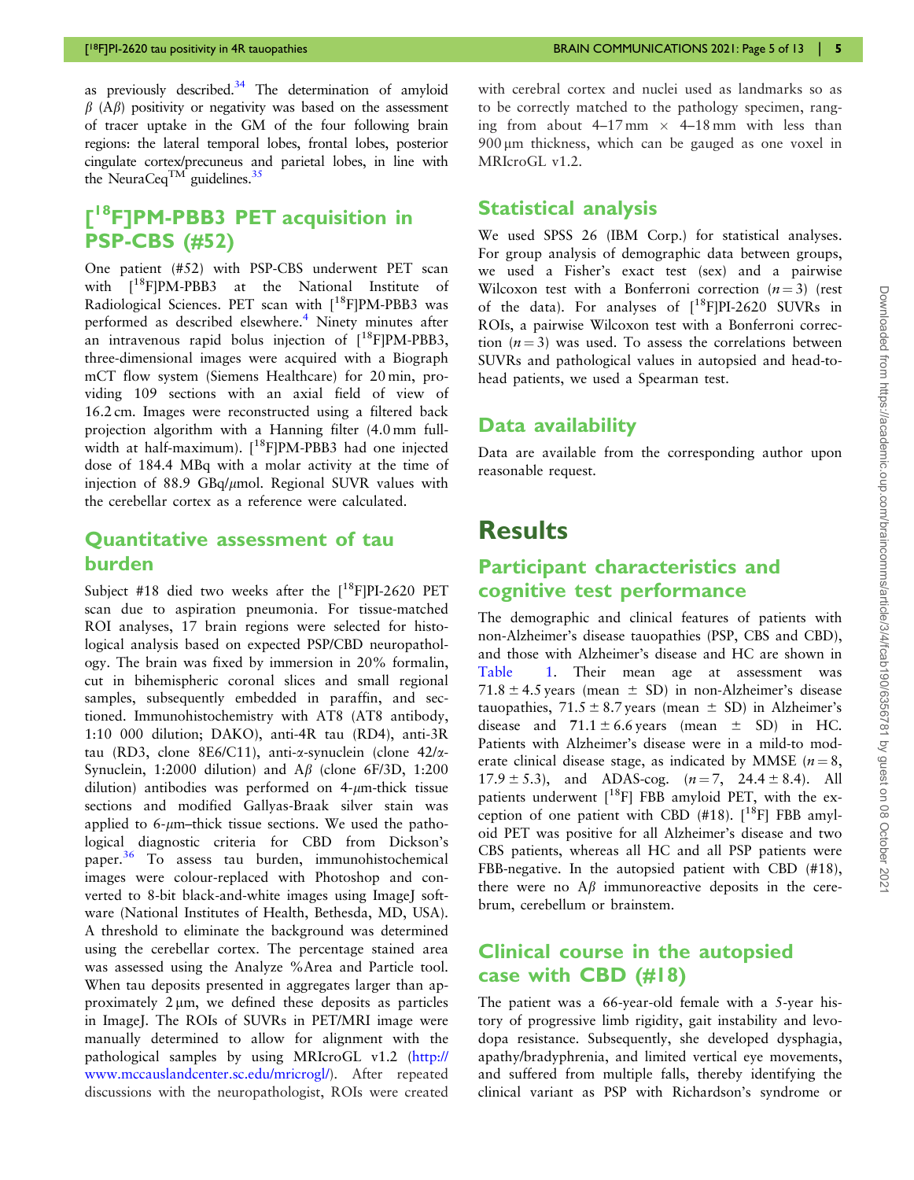as previously described.[34] The determination of amyloid β (Aβ) positivity or negativity was based on the assessment of tracer uptake in the GM of the four following brain regions: the lateral temporal lobes, frontal lobes, posterior cingulate cortex/precuneus and parietal lobes, in line with the NeuraCeq™ guidelines.[35]

## [$^{18}$F]PM-PBB3 PET acquisition in PSP-CBS (#52)

One patient (#52) with PSP-CBS underwent PET scan with [$^{18}$F]PM-PBB3 at the National Institute of Radiological Sciences. PET scan with [$^{18}$F]PM-PBB3 was performed as described elsewhere.[4] Ninety minutes after an intravenous rapid bolus injection of [$^{18}$F]PM-PBB3, three-dimensional images were acquired with a Biograph mCT flow system (Siemens Healthcare) for 20 min, providing 109 sections with an axial field of view of 16.2 cm. Images were reconstructed using a filtered back projection algorithm with a Hanning filter (4.0 mm full-width at half-maximum). [$^{18}$F]PM-PBB3 had one injected dose of 184.4 MBq with a molar activity at the time of injection of 88.9 GBq/μmol. Regional SUVR values with the cerebellar cortex as a reference were calculated.

## Quantitative assessment of tau burden

Subject #18 died two weeks after the [$^{18}$F]PI-2620 PET scan due to aspiration pneumonia. For tissue-matched ROI analyses, 17 brain regions were selected for histological analysis based on expected PSP/CBD neuropathology. The brain was fixed by immersion in 20% formalin, cut in bihemispheric coronal slices and small regional samples, subsequently embedded in paraffin, and sectioned. Immunohistochemistry with AT8 (AT8 antibody, 1:10 000 dilution; DAKO), anti-4R tau (RD4), anti-3R tau (RD3, clone 8E6/C11), anti-α-synuclein (clone 42/α-Synuclein, 1:2000 dilution) and Aβ (clone 6F/3D, 1:200 dilution) antibodies was performed on 4-μm-thick tissue sections and modified Gallyas-Braak silver stain was applied to 6-μm–thick tissue sections. We used the pathological diagnostic criteria for CBD from Dickson's paper.[36] To assess tau burden, immunohistochemical images were colour-replaced with Photoshop and converted to 8-bit black-and-white images using ImageJ software (National Institutes of Health, Bethesda, MD, USA). A threshold to eliminate the background was determined using the cerebellar cortex. The percentage stained area was assessed using the Analyze %Area and Particle tool. When tau deposits presented in aggregates larger than approximately 2 μm, we defined these deposits as particles in ImageJ. The ROIs of SUVRs in PET/MRI image were manually determined to allow for alignment with the pathological samples by using MRIcroGL v1.2 (http://www.mccauslandcenter.sc.edu/mricrogl/). After repeated discussions with the neuropathologist, ROIs were created with cerebral cortex and nuclei used as landmarks so as to be correctly matched to the pathology specimen, ranging from about 4–17 mm × 4–18 mm with less than 900 μm thickness, which can be gauged as one voxel in MRIcroGL v1.2.

## Statistical analysis

We used SPSS 26 (IBM Corp.) for statistical analyses. For group analysis of demographic data between groups, we used a Fisher's exact test (sex) and a pairwise Wilcoxon test with a Bonferroni correction ($n = 3$) (rest of the data). For analyses of [$^{18}$F]PI-2620 SUVRs in ROIs, a pairwise Wilcoxon test with a Bonferroni correction ($n = 3$) was used. To assess the correlations between SUVRs and pathological values in autopsied and head-to-head patients, we used a Spearman test.

## Data availability

Data are available from the corresponding author upon reasonable request.

# Results

## Participant characteristics and cognitive test performance

The demographic and clinical features of patients with non-Alzheimer's disease tauopathies (PSP, CBS and CBD), and those with Alzheimer's disease and HC are shown in Table 1. Their mean age at assessment was 71.8 ± 4.5 years (mean ± SD) in non-Alzheimer's disease tauopathies, 71.5 ± 8.7 years (mean ± SD) in Alzheimer's disease and 71.1 ± 6.6 years (mean ± SD) in HC. Patients with Alzheimer's disease were in a mild-to moderate clinical disease stage, as indicated by MMSE ($n = 8$, 17.9 ± 5.3), and ADAS-cog. ($n = 7$, 24.4 ± 8.4). All patients underwent [$^{18}$F] FBB amyloid PET, with the exception of one patient with CBD (#18). [$^{18}$F] FBB amyloid PET was positive for all Alzheimer's disease and two CBS patients, whereas all HC and all PSP patients were FBB-negative. In the autopsied patient with CBD (#18), there were no Aβ immunoreactive deposits in the cerebrum, cerebellum or brainstem.

## Clinical course in the autopsied case with CBD (#18)

The patient was a 66-year-old female with a 5-year history of progressive limb rigidity, gait instability and levodopa resistance. Subsequently, she developed dysphagia, apathy/bradyphrenia, and limited vertical eye movements, and suffered from multiple falls, thereby identifying the clinical variant as PSP with Richardson's syndrome or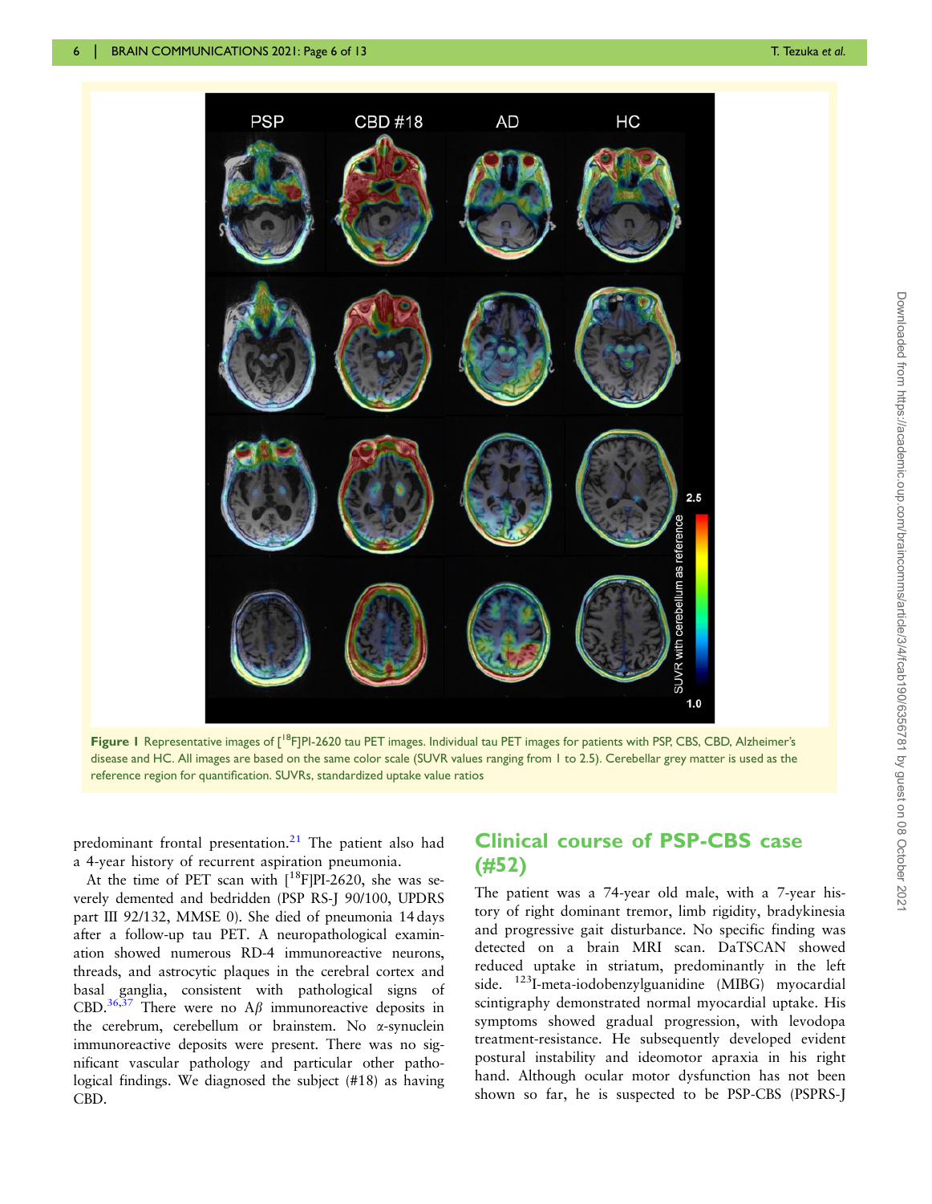Figure 1 Representative images of [$^{18}$F]PI-2620 tau PET images. Individual tau PET images for patients with PSP, CBS, CBD, Alzheimer's disease and HC. All images are based on the same color scale (SUVR values ranging from 1 to 2.5). Cerebellar grey matter is used as the reference region for quantification. SUVRs, standardized uptake value ratios

predominant frontal presentation.[21] The patient also had a 4-year history of recurrent aspiration pneumonia.

At the time of PET scan with [$^{18}$F]PI-2620, she was severely demented and bedridden (PSP RS-J 90/100, UPDRS part III 92/132, MMSE 0). She died of pneumonia 14 days after a follow-up tau PET. A neuropathological examination showed numerous RD-4 immunoreactive neurons, threads, and astrocytic plaques in the cerebral cortex and basal ganglia, consistent with pathological signs of CBD.[36,37] There were no A$\beta$ immunoreactive deposits in the cerebrum, cerebellum or brainstem. No $\alpha$-synuclein immunoreactive deposits were present. There was no significant vascular pathology and particular other pathological findings. We diagnosed the subject (#18) as having CBD.

## Clinical course of PSP-CBS case (#52)

The patient was a 74-year old male, with a 7-year history of right dominant tremor, limb rigidity, bradykinesia and progressive gait disturbance. No specific finding was detected on a brain MRI scan. DaTSCAN showed reduced uptake in striatum, predominantly in the left side. $^{123}$I-meta-iodobenzylguanidine (MIBG) myocardial scintigraphy demonstrated normal myocardial uptake. His symptoms showed gradual progression, with levodopa treatment-resistance. He subsequently developed evident postural instability and ideomotor apraxia in his right hand. Although ocular motor dysfunction has not been shown so far, he is suspected to be PSP-CBS (PSPRS-J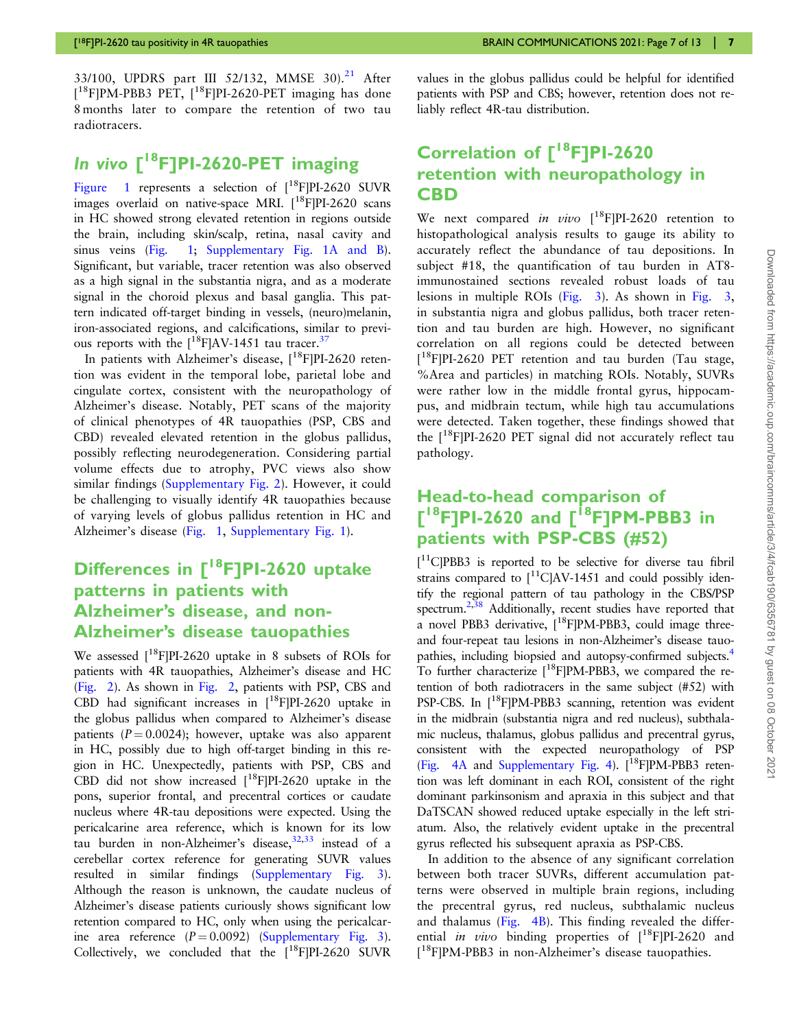33/100, UPDRS part III 52/132, MMSE 30).[21] After [18F]PM-PBB3 PET, [18F]PI-2620-PET imaging has done 8 months later to compare the retention of two tau radiotracers.

## *In vivo* [18F]PI-2620-PET imaging

Figure 1 represents a selection of [18F]PI-2620 SUVR images overlaid on native-space MRI. [18F]PI-2620 scans in HC showed strong elevated retention in regions outside the brain, including skin/scalp, retina, nasal cavity and sinus veins (Fig. 1; Supplementary Fig. 1A and B). Significant, but variable, tracer retention was also observed as a high signal in the substantia nigra, and as a moderate signal in the choroid plexus and basal ganglia. This pattern indicated off-target binding in vessels, (neuro)melanin, iron-associated regions, and calcifications, similar to previous reports with the [18F]AV-1451 tau tracer.[37]

In patients with Alzheimer's disease, [18F]PI-2620 retention was evident in the temporal lobe, parietal lobe and cingulate cortex, consistent with the neuropathology of Alzheimer's disease. Notably, PET scans of the majority of clinical phenotypes of 4R tauopathies (PSP, CBS and CBD) revealed elevated retention in the globus pallidus, possibly reflecting neurodegeneration. Considering partial volume effects due to atrophy, PVC views also show similar findings (Supplementary Fig. 2). However, it could be challenging to visually identify 4R tauopathies because of varying levels of globus pallidus retention in HC and Alzheimer's disease (Fig. 1, Supplementary Fig. 1).

## Differences in [18F]PI-2620 uptake patterns in patients with Alzheimer's disease, and non-Alzheimer's disease tauopathies

We assessed [18F]PI-2620 uptake in 8 subsets of ROIs for patients with 4R tauopathies, Alzheimer's disease and HC (Fig. 2). As shown in Fig. 2, patients with PSP, CBS and CBD had significant increases in [18F]PI-2620 uptake in the globus pallidus when compared to Alzheimer's disease patients ($P = 0.0024$); however, uptake was also apparent in HC, possibly due to high off-target binding in this region in HC. Unexpectedly, patients with PSP, CBS and CBD did not show increased [18F]PI-2620 uptake in the pons, superior frontal, and precentral cortices or caudate nucleus where 4R-tau depositions were expected. Using the pericalcarine area reference, which is known for its low tau burden in non-Alzheimer's disease,[32,33] instead of a cerebellar cortex reference for generating SUVR values resulted in similar findings (Supplementary Fig. 3). Although the reason is unknown, the caudate nucleus of Alzheimer's disease patients curiously shows significant low retention compared to HC, only when using the pericalcarine area reference ($P = 0.0092$) (Supplementary Fig. 3). Collectively, we concluded that the [18F]PI-2620 SUVR values in the globus pallidus could be helpful for identified patients with PSP and CBS; however, retention does not reliably reflect 4R-tau distribution.

## Correlation of [18F]PI-2620 retention with neuropathology in CBD

We next compared *in vivo* [18F]PI-2620 retention to histopathological analysis results to gauge its ability to accurately reflect the abundance of tau depositions. In subject #18, the quantification of tau burden in AT8-immunostained sections revealed robust loads of tau lesions in multiple ROIs (Fig. 3). As shown in Fig. 3, in substantia nigra and globus pallidus, both tracer retention and tau burden are high. However, no significant correlation on all regions could be detected between [18F]PI-2620 PET retention and tau burden (Tau stage, %Area and particles) in matching ROIs. Notably, SUVRs were rather low in the middle frontal gyrus, hippocampus, and midbrain tectum, while high tau accumulations were detected. Taken together, these findings showed that the [18F]PI-2620 PET signal did not accurately reflect tau pathology.

## Head-to-head comparison of [18F]PI-2620 and [18F]PM-PBB3 in patients with PSP-CBS (#52)

[11C]PBB3 is reported to be selective for diverse tau fibril strains compared to [11C]AV-1451 and could possibly identify the regional pattern of tau pathology in the CBS/PSP spectrum.[2,38] Additionally, recent studies have reported that a novel PBB3 derivative, [18F]PM-PBB3, could image three- and four-repeat tau lesions in non-Alzheimer's disease tauopathies, including biopsied and autopsy-confirmed subjects.[4] To further characterize [18F]PM-PBB3, we compared the retention of both radiotracers in the same subject (#52) with PSP-CBS. In [18F]PM-PBB3 scanning, retention was evident in the midbrain (substantia nigra and red nucleus), subthalamic nucleus, thalamus, globus pallidus and precentral gyrus, consistent with the expected neuropathology of PSP (Fig. 4A and Supplementary Fig. 4). [18F]PM-PBB3 retention was left dominant in each ROI, consistent of the right dominant parkinsonism and apraxia in this subject and that DaTSCAN showed reduced uptake especially in the left striatum. Also, the relatively evident uptake in the precentral gyrus reflected his subsequent apraxia as PSP-CBS.

In addition to the absence of any significant correlation between both tracer SUVRs, different accumulation patterns were observed in multiple brain regions, including the precentral gyrus, red nucleus, subthalamic nucleus and thalamus (Fig. 4B). This finding revealed the differential *in vivo* binding properties of [18F]PI-2620 and [18F]PM-PBB3 in non-Alzheimer's disease tauopathies.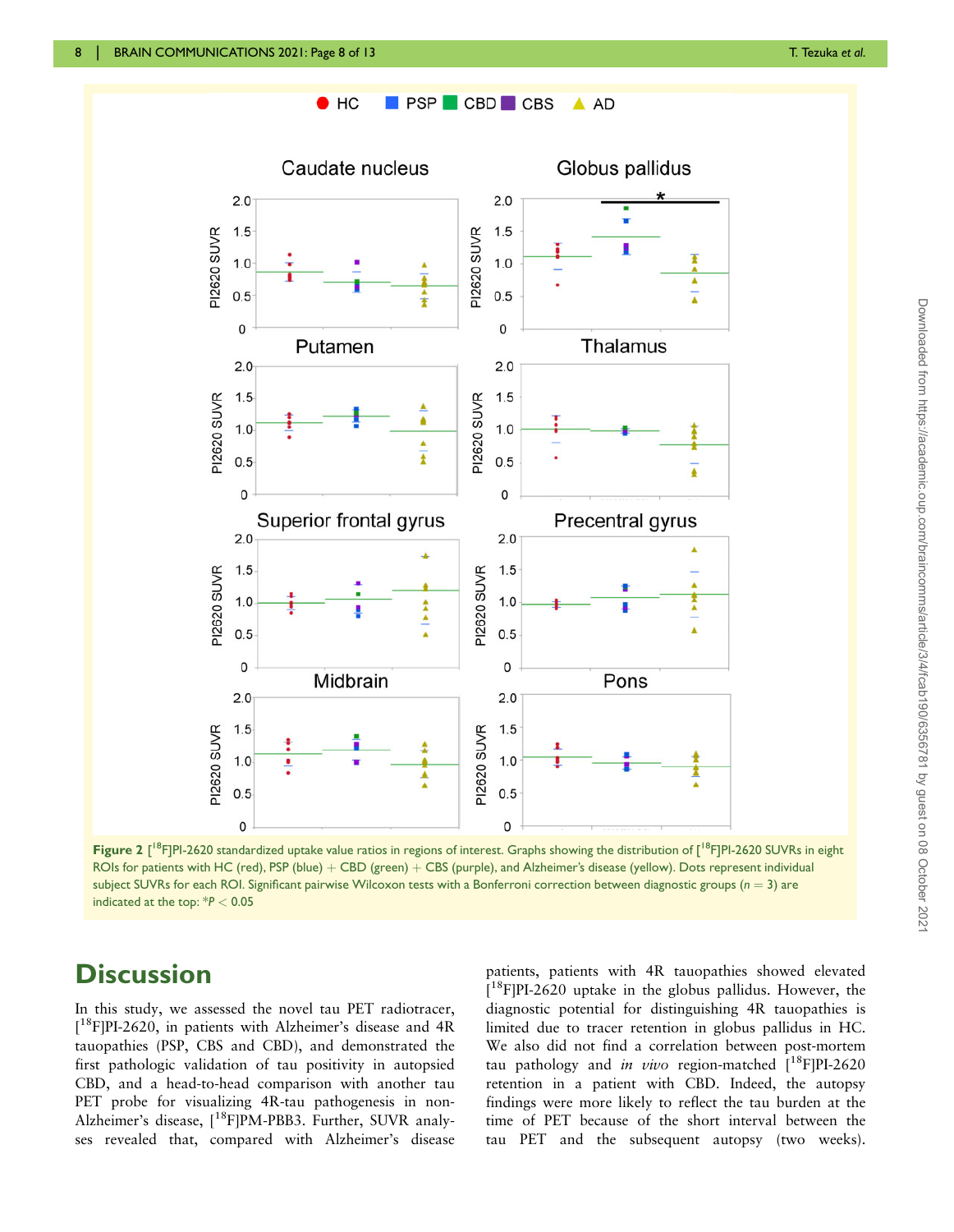**Figure 2** [[18]F]PI-2620 standardized uptake value ratios in regions of interest. Graphs showing the distribution of [[18]F]PI-2620 SUVRs in eight ROIs for patients with HC (red), PSP (blue) + CBD (green) + CBS (purple), and Alzheimer's disease (yellow). Dots represent individual subject SUVRs for each ROI. Significant pairwise Wilcoxon tests with a Bonferroni correction between diagnostic groups ($n = 3$) are indicated at the top: $*P < 0.05$

# Discussion

In this study, we assessed the novel tau PET radiotracer, [[18]F]PI-2620, in patients with Alzheimer's disease and 4R tauopathies (PSP, CBS and CBD), and demonstrated the first pathologic validation of tau positivity in autopsied CBD, and a head-to-head comparison with another tau PET probe for visualizing 4R-tau pathogenesis in non-Alzheimer's disease, [[18]F]PM-PBB3. Further, SUVR analyses revealed that, compared with Alzheimer's disease patients, patients with 4R tauopathies showed elevated [[18]F]PI-2620 uptake in the globus pallidus. However, the diagnostic potential for distinguishing 4R tauopathies is limited due to tracer retention in globus pallidus in HC. We also did not find a correlation between post-mortem tau pathology and *in vivo* region-matched [[18]F]PI-2620 retention in a patient with CBD. Indeed, the autopsy findings were more likely to reflect the tau burden at the time of PET because of the short interval between the tau PET and the subsequent autopsy (two weeks).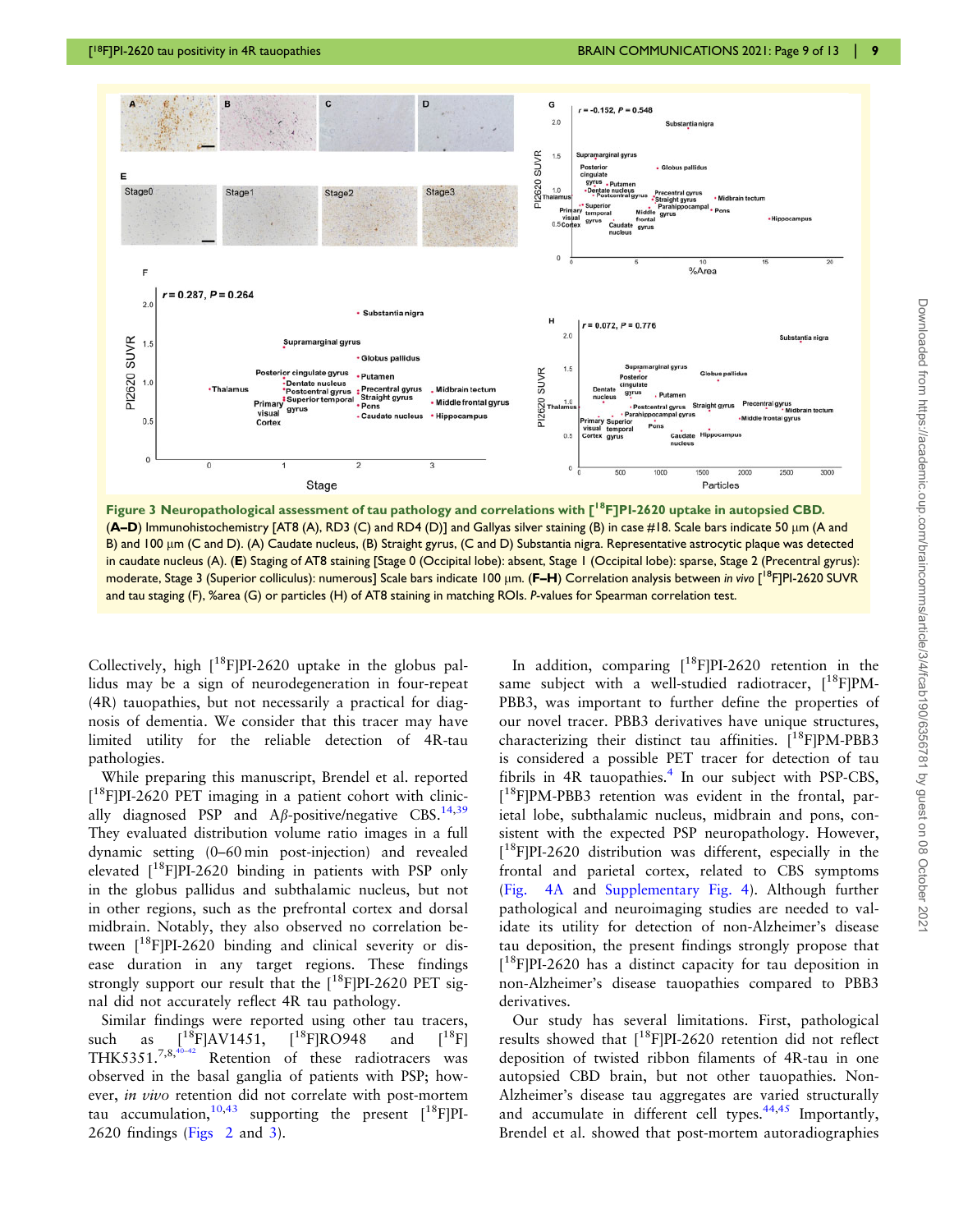**Figure 3 Neuropathological assessment of tau pathology and correlations with [$^{18}$F]PI-2620 uptake in autopsied CBD.** (**A–D**) Immunohistochemistry [AT8 (A), RD3 (C) and RD4 (D)] and Gallyas silver staining (B) in case #18. Scale bars indicate 50 μm (A and B) and 100 μm (C and D). (A) Caudate nucleus, (B) Straight gyrus, (C and D) Substantia nigra. Representative astrocytic plaque was detected in caudate nucleus (A). (**E**) Staging of AT8 staining [Stage 0 (Occipital lobe): absent, Stage 1 (Occipital lobe): sparse, Stage 2 (Precentral gyrus): moderate, Stage 3 (Superior colliculus): numerous] Scale bars indicate 100 μm. (**F–H**) Correlation analysis between *in vivo* [$^{18}$F]PI-2620 SUVR and tau staging (F), %area (G) or particles (H) of AT8 staining in matching ROIs. *P*-values for Spearman correlation test.

Collectively, high [$^{18}$F]PI-2620 uptake in the globus pallidus may be a sign of neurodegeneration in four-repeat (4R) tauopathies, but not necessarily a practical for diagnosis of dementia. We consider that this tracer may have limited utility for the reliable detection of 4R-tau pathologies.

While preparing this manuscript, Brendel et al. reported [$^{18}$F]PI-2620 PET imaging in a patient cohort with clinically diagnosed PSP and Aβ-positive/negative CBS.[14,39] They evaluated distribution volume ratio images in a full dynamic setting (0–60 min post-injection) and revealed elevated [$^{18}$F]PI-2620 binding in patients with PSP only in the globus pallidus and subthalamic nucleus, but not in other regions, such as the prefrontal cortex and dorsal midbrain. Notably, they also observed no correlation between [$^{18}$F]PI-2620 binding and clinical severity or disease duration in any target regions. These findings strongly support our result that the [$^{18}$F]PI-2620 PET signal did not accurately reflect 4R tau pathology.

Similar findings were reported using other tau tracers, such as [$^{18}$F]AV1451, [$^{18}$F]RO948 and [$^{18}$F]THK5351.[7,8,40–42] Retention of these radiotracers was observed in the basal ganglia of patients with PSP; however, *in vivo* retention did not correlate with post-mortem tau accumulation,[10,43] supporting the present [$^{18}$F]PI-2620 findings (Figs 2 and 3).

In addition, comparing [$^{18}$F]PI-2620 retention in the same subject with a well-studied radiotracer, [$^{18}$F]PM-PBB3, was important to further define the properties of our novel tracer. PBB3 derivatives have unique structures, characterizing their distinct tau affinities. [$^{18}$F]PM-PBB3 is considered a possible PET tracer for detection of tau fibrils in 4R tauopathies.[4] In our subject with PSP-CBS, [$^{18}$F]PM-PBB3 retention was evident in the frontal, parietal lobe, subthalamic nucleus, midbrain and pons, consistent with the expected PSP neuropathology. However, [$^{18}$F]PI-2620 distribution was different, especially in the frontal and parietal cortex, related to CBS symptoms (Fig. 4A and Supplementary Fig. 4). Although further pathological and neuroimaging studies are needed to validate its utility for detection of non-Alzheimer's disease tau deposition, the present findings strongly propose that [$^{18}$F]PI-2620 has a distinct capacity for tau deposition in non-Alzheimer's disease tauopathies compared to PBB3 derivatives.

Our study has several limitations. First, pathological results showed that [$^{18}$F]PI-2620 retention did not reflect deposition of twisted ribbon filaments of 4R-tau in one autopsied CBD brain, but not other tauopathies. Non-Alzheimer's disease tau aggregates are varied structurally and accumulate in different cell types.[44,45] Importantly, Brendel et al. showed that post-mortem autoradiographies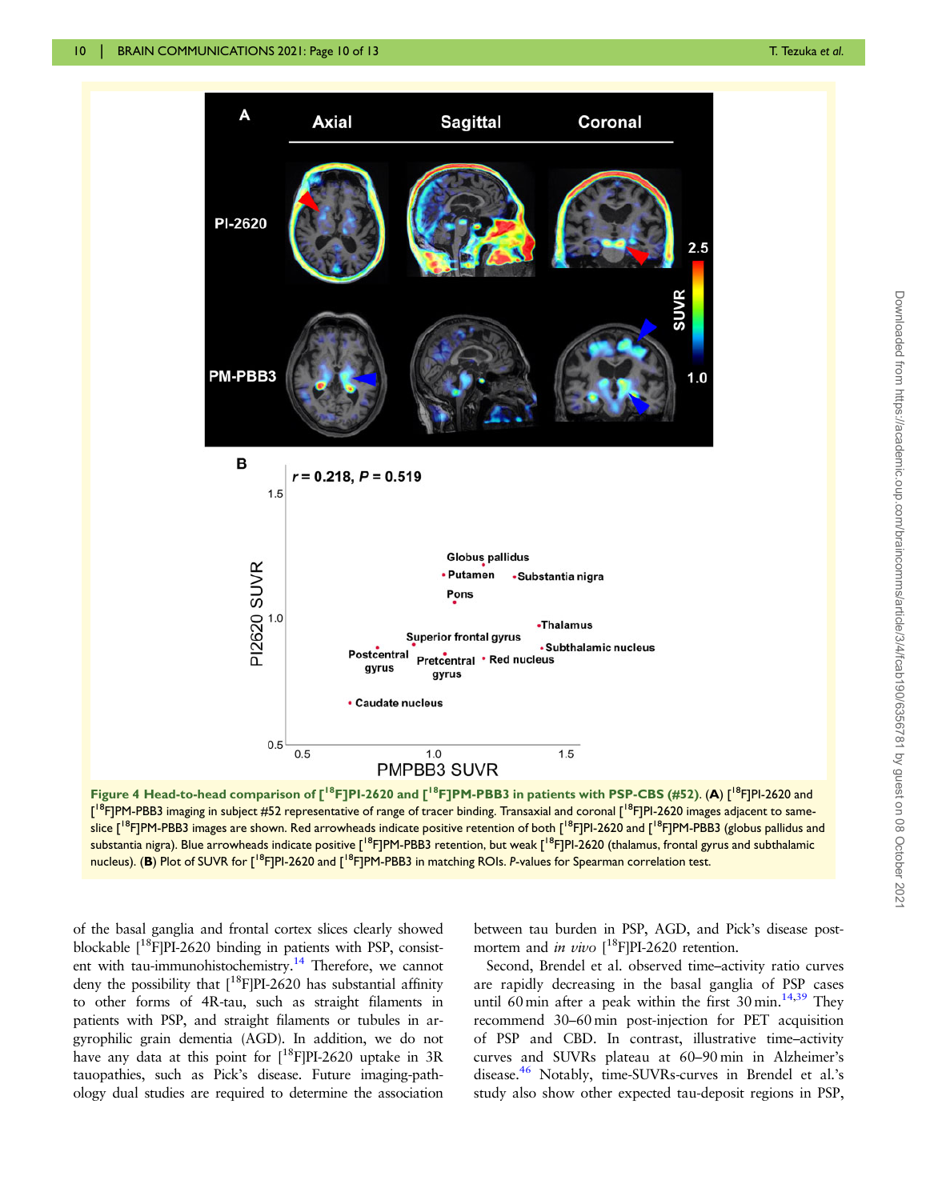**Figure 4 Head-to-head comparison of [$^{18}$F]PI-2620 and [$^{18}$F]PM-PBB3 in patients with PSP-CBS (#52).** (**A**) [$^{18}$F]PI-2620 and [$^{18}$F]PM-PBB3 imaging in subject #52 representative of range of tracer binding. Transaxial and coronal [$^{18}$F]PI-2620 images adjacent to same-slice [$^{18}$F]PM-PBB3 images are shown. Red arrowheads indicate positive retention of both [$^{18}$F]PI-2620 and [$^{18}$F]PM-PBB3 (globus pallidus and substantia nigra). Blue arrowheads indicate positive [$^{18}$F]PM-PBB3 retention, but weak [$^{18}$F]PI-2620 (thalamus, frontal gyrus and subthalamic nucleus). (**B**) Plot of SUVR for [$^{18}$F]PI-2620 and [$^{18}$F]PM-PBB3 in matching ROIs. *P*-values for Spearman correlation test.

of the basal ganglia and frontal cortex slices clearly showed blockable [$^{18}$F]PI-2620 binding in patients with PSP, consistent with tau-immunohistochemistry.[14] Therefore, we cannot deny the possibility that [$^{18}$F]PI-2620 has substantial affinity to other forms of 4R-tau, such as straight filaments in patients with PSP, and straight filaments or tubules in argyrophilic grain dementia (AGD). In addition, we do not have any data at this point for [$^{18}$F]PI-2620 uptake in 3R tauopathies, such as Pick's disease. Future imaging-pathology dual studies are required to determine the association between tau burden in PSP, AGD, and Pick's disease post-mortem and *in vivo* [$^{18}$F]PI-2620 retention.

Second, Brendel et al. observed time–activity ratio curves are rapidly decreasing in the basal ganglia of PSP cases until 60 min after a peak within the first 30 min.[14,39] They recommend 30–60 min post-injection for PET acquisition of PSP and CBD. In contrast, illustrative time–activity curves and SUVRs plateau at 60–90 min in Alzheimer's disease.[46] Notably, time-SUVRs-curves in Brendel et al.'s study also show other expected tau-deposit regions in PSP,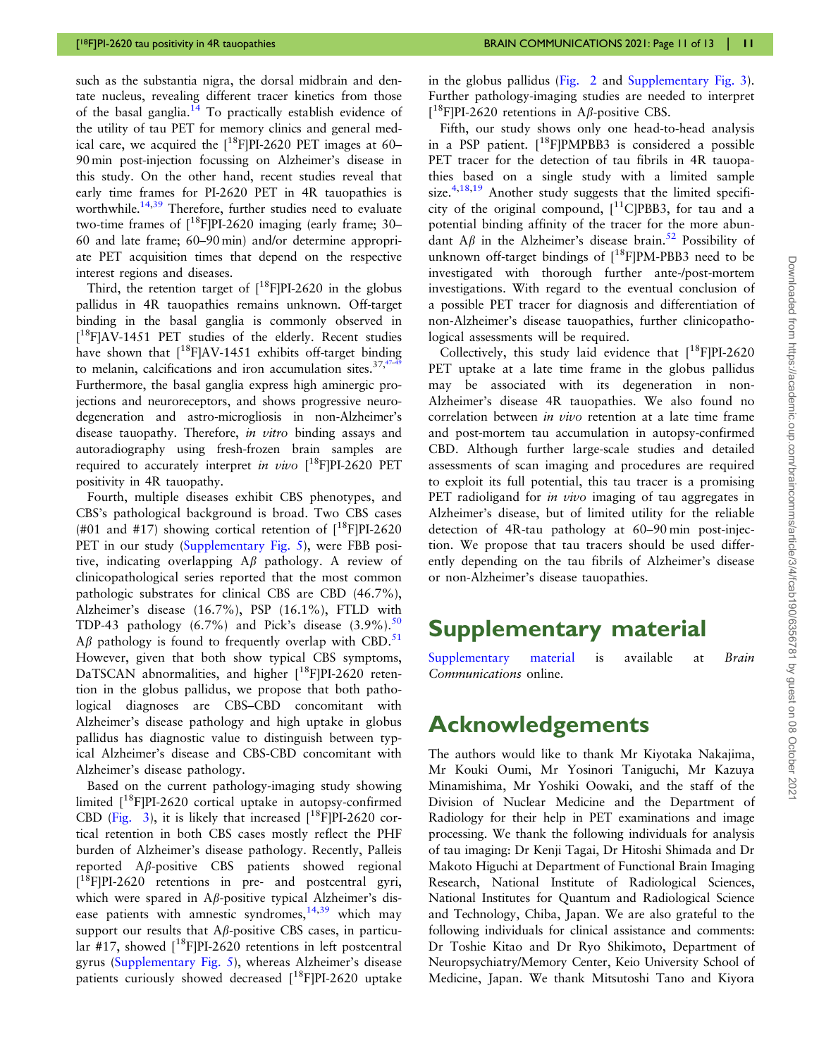such as the substantia nigra, the dorsal midbrain and dentate nucleus, revealing different tracer kinetics from those of the basal ganglia.[14] To practically establish evidence of the utility of tau PET for memory clinics and general medical care, we acquired the [$^{18}$F]PI-2620 PET images at 60–90 min post-injection focussing on Alzheimer's disease in this study. On the other hand, recent studies reveal that early time frames for PI-2620 PET in 4R tauopathies is worthwhile.[14,39] Therefore, further studies need to evaluate two-time frames of [$^{18}$F]PI-2620 imaging (early frame; 30–60 and late frame; 60–90 min) and/or determine appropriate PET acquisition times that depend on the respective interest regions and diseases.

Third, the retention target of [$^{18}$F]PI-2620 in the globus pallidus in 4R tauopathies remains unknown. Off-target binding in the basal ganglia is commonly observed in [$^{18}$F]AV-1451 PET studies of the elderly. Recent studies have shown that [$^{18}$F]AV-1451 exhibits off-target binding to melanin, calcifications and iron accumulation sites.[37,47–49] Furthermore, the basal ganglia express high aminergic projections and neuroreceptors, and shows progressive neurodegeneration and astro-microgliosis in non-Alzheimer's disease tauopathy. Therefore, *in vitro* binding assays and autoradiography using fresh-frozen brain samples are required to accurately interpret *in vivo* [$^{18}$F]PI-2620 PET positivity in 4R tauopathy.

Fourth, multiple diseases exhibit CBS phenotypes, and CBS's pathological background is broad. Two CBS cases (#01 and #17) showing cortical retention of [$^{18}$F]PI-2620 PET in our study (Supplementary Fig. 5), were FBB positive, indicating overlapping Aβ pathology. A review of clinicopathological series reported that the most common pathologic substrates for clinical CBS are CBD (46.7%), Alzheimer's disease (16.7%), PSP (16.1%), FTLD with TDP-43 pathology (6.7%) and Pick's disease (3.9%).[50] Aβ pathology is found to frequently overlap with CBD.[51] However, given that both show typical CBS symptoms, DaTSCAN abnormalities, and higher [$^{18}$F]PI-2620 retention in the globus pallidus, we propose that both pathological diagnoses are CBS–CBD concomitant with Alzheimer's disease pathology and high uptake in globus pallidus has diagnostic value to distinguish between typical Alzheimer's disease and CBS-CBD concomitant with Alzheimer's disease pathology.

Based on the current pathology-imaging study showing limited [$^{18}$F]PI-2620 cortical uptake in autopsy-confirmed CBD (Fig. 3), it is likely that increased [$^{18}$F]PI-2620 cortical retention in both CBS cases mostly reflect the PHF burden of Alzheimer's disease pathology. Recently, Palleis reported Aβ-positive CBS patients showed regional [$^{18}$F]PI-2620 retentions in pre- and postcentral gyri, which were spared in Aβ-positive typical Alzheimer's disease patients with amnestic syndromes,[14,39] which may support our results that Aβ-positive CBS cases, in particular #17, showed [$^{18}$F]PI-2620 retentions in left postcentral gyrus (Supplementary Fig. 5), whereas Alzheimer's disease patients curiously showed decreased [$^{18}$F]PI-2620 uptake in the globus pallidus (Fig. 2 and Supplementary Fig. 3). Further pathology-imaging studies are needed to interpret [$^{18}$F]PI-2620 retentions in Aβ-positive CBS.

Fifth, our study shows only one head-to-head analysis in a PSP patient. [$^{18}$F]PMPBB3 is considered a possible PET tracer for the detection of tau fibrils in 4R tauopathies based on a single study with a limited sample size.[4,18,19] Another study suggests that the limited specificity of the original compound, [$^{11}$C]PBB3, for tau and a potential binding affinity of the tracer for the more abundant Aβ in the Alzheimer's disease brain.[52] Possibility of unknown off-target bindings of [$^{18}$F]PM-PBB3 need to be investigated with thorough further ante-/post-mortem investigations. With regard to the eventual conclusion of a possible PET tracer for diagnosis and differentiation of non-Alzheimer's disease tauopathies, further clinicopathological assessments will be required.

Collectively, this study laid evidence that [$^{18}$F]PI-2620 PET uptake at a late time frame in the globus pallidus may be associated with its degeneration in non-Alzheimer's disease 4R tauopathies. We also found no correlation between *in vivo* retention at a late time frame and post-mortem tau accumulation in autopsy-confirmed CBD. Although further large-scale studies and detailed assessments of scan imaging and procedures are required to exploit its full potential, this tau tracer is a promising PET radioligand for *in vivo* imaging of tau aggregates in Alzheimer's disease, but of limited utility for the reliable detection of 4R-tau pathology at 60–90 min post-injection. We propose that tau tracers should be used differently depending on the tau fibrils of Alzheimer's disease or non-Alzheimer's disease tauopathies.

# Supplementary material

Supplementary material is available at *Brain Communications* online.

# Acknowledgements

The authors would like to thank Mr Kiyotaka Nakajima, Mr Kouki Oumi, Mr Yosinori Taniguchi, Mr Kazuya Minamishima, Mr Yoshiki Oowaki, and the staff of the Division of Nuclear Medicine and the Department of Radiology for their help in PET examinations and image processing. We thank the following individuals for analysis of tau imaging: Dr Kenji Tagai, Dr Hitoshi Shimada and Dr Makoto Higuchi at Department of Functional Brain Imaging Research, National Institute of Radiological Sciences, National Institutes for Quantum and Radiological Science and Technology, Chiba, Japan. We are also grateful to the following individuals for clinical assistance and comments: Dr Toshie Kitao and Dr Ryo Shikimoto, Department of Neuropsychiatry/Memory Center, Keio University School of Medicine, Japan. We thank Mitsutoshi Tano and Kiyora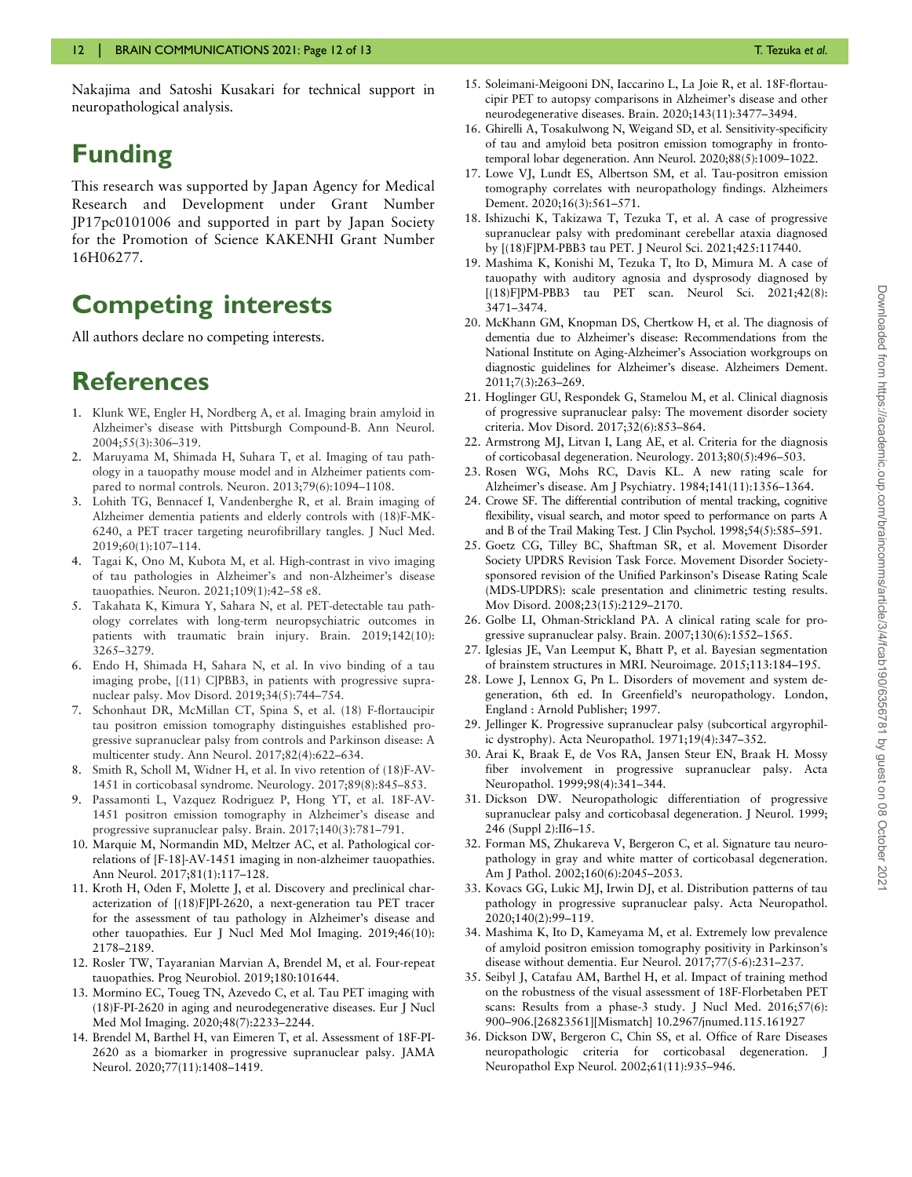Nakajima and Satoshi Kusakari for technical support in neuropathological analysis.

# Funding

This research was supported by Japan Agency for Medical Research and Development under Grant Number JP17pc0101006 and supported in part by Japan Society for the Promotion of Science KAKENHI Grant Number 16H06277.

# Competing interests

All authors declare no competing interests.

# References

1. Klunk WE, Engler H, Nordberg A, et al. Imaging brain amyloid in Alzheimer's disease with Pittsburgh Compound-B. Ann Neurol. 2004;55(3):306–319.
2. Maruyama M, Shimada H, Suhara T, et al. Imaging of tau pathology in a tauopathy mouse model and in Alzheimer patients compared to normal controls. Neuron. 2013;79(6):1094–1108.
3. Lohith TG, Bennacef I, Vandenberghe R, et al. Brain imaging of Alzheimer dementia patients and elderly controls with (18)F-MK-6240, a PET tracer targeting neurofibrillary tangles. J Nucl Med. 2019;60(1):107–114.
4. Tagai K, Ono M, Kubota M, et al. High-contrast in vivo imaging of tau pathologies in Alzheimer's and non-Alzheimer's disease tauopathies. Neuron. 2021;109(1):42–58 e8.
5. Takahata K, Kimura Y, Sahara N, et al. PET-detectable tau pathology correlates with long-term neuropsychiatric outcomes in patients with traumatic brain injury. Brain. 2019;142(10): 3265–3279.
6. Endo H, Shimada H, Sahara N, et al. In vivo binding of a tau imaging probe, [(11) C]PBB3, in patients with progressive supranuclear palsy. Mov Disord. 2019;34(5):744–754.
7. Schonhaut DR, McMillan CT, Spina S, et al. (18) F-flortaucipir tau positron emission tomography distinguishes established progressive supranuclear palsy from controls and Parkinson disease: A multicenter study. Ann Neurol. 2017;82(4):622–634.
8. Smith R, Scholl M, Widner H, et al. In vivo retention of (18)F-AV-1451 in corticobasal syndrome. Neurology. 2017;89(8):845–853.
9. Passamonti L, Vazquez Rodriguez P, Hong YT, et al. 18F-AV-1451 positron emission tomography in Alzheimer's disease and progressive supranuclear palsy. Brain. 2017;140(3):781–791.
10. Marquie M, Normandin MD, Meltzer AC, et al. Pathological correlations of [F-18]-AV-1451 imaging in non-alzheimer tauopathies. Ann Neurol. 2017;81(1):117–128.
11. Kroth H, Oden F, Molette J, et al. Discovery and preclinical characterization of [(18)F]PI-2620, a next-generation tau PET tracer for the assessment of tau pathology in Alzheimer's disease and other tauopathies. Eur J Nucl Med Mol Imaging. 2019;46(10): 2178–2189.
12. Rosler TW, Tayaranian Marvian A, Brendel M, et al. Four-repeat tauopathies. Prog Neurobiol. 2019;180:101644.
13. Mormino EC, Toueg TN, Azevedo C, et al. Tau PET imaging with (18)F-PI-2620 in aging and neurodegenerative diseases. Eur J Nucl Med Mol Imaging. 2020;48(7):2233–2244.
14. Brendel M, Barthel H, van Eimeren T, et al. Assessment of 18F-PI-2620 as a biomarker in progressive supranuclear palsy. JAMA Neurol. 2020;77(11):1408–1419.
15. Soleimani-Meigooni DN, Iaccarino L, La Joie R, et al. 18F-flortaucipir PET to autopsy comparisons in Alzheimer's disease and other neurodegenerative diseases. Brain. 2020;143(11):3477–3494.
16. Ghirelli A, Tosakulwong N, Weigand SD, et al. Sensitivity-specificity of tau and amyloid beta positron emission tomography in frontotemporal lobar degeneration. Ann Neurol. 2020;88(5):1009–1022.
17. Lowe VJ, Lundt ES, Albertson SM, et al. Tau-positron emission tomography correlates with neuropathology findings. Alzheimers Dement. 2020;16(3):561–571.
18. Ishizuchi K, Takizawa T, Tezuka T, et al. A case of progressive supranuclear palsy with predominant cerebellar ataxia diagnosed by [(18)F]PM-PBB3 tau PET. J Neurol Sci. 2021;425:117440.
19. Mashima K, Konishi M, Tezuka T, Ito D, Mimura M. A case of tauopathy with auditory agnosia and dysprosody diagnosed by [(18)F]PM-PBB3 tau PET scan. Neurol Sci. 2021;42(8): 3471–3474.
20. McKhann GM, Knopman DS, Chertkow H, et al. The diagnosis of dementia due to Alzheimer's disease: Recommendations from the National Institute on Aging-Alzheimer's Association workgroups on diagnostic guidelines for Alzheimer's disease. Alzheimers Dement. 2011;7(3):263–269.
21. Hoglinger GU, Respondek G, Stamelou M, et al. Clinical diagnosis of progressive supranuclear palsy: The movement disorder society criteria. Mov Disord. 2017;32(6):853–864.
22. Armstrong MJ, Litvan I, Lang AE, et al. Criteria for the diagnosis of corticobasal degeneration. Neurology. 2013;80(5):496–503.
23. Rosen WG, Mohs RC, Davis KL. A new rating scale for Alzheimer's disease. Am J Psychiatry. 1984;141(11):1356–1364.
24. Crowe SF. The differential contribution of mental tracking, cognitive flexibility, visual search, and motor speed to performance on parts A and B of the Trail Making Test. J Clin Psychol. 1998;54(5):585–591.
25. Goetz CG, Tilley BC, Shaftman SR, et al. Movement Disorder Society UPDRS Revision Task Force. Movement Disorder Society-sponsored revision of the Unified Parkinson's Disease Rating Scale (MDS-UPDRS): scale presentation and clinimetric testing results. Mov Disord. 2008;23(15):2129–2170.
26. Golbe LI, Ohman-Strickland PA. A clinical rating scale for progressive supranuclear palsy. Brain. 2007;130(6):1552–1565.
27. Iglesias JE, Van Leemput K, Bhatt P, et al. Bayesian segmentation of brainstem structures in MRI. Neuroimage. 2015;113:184–195.
28. Lowe J, Lennox G, Pn L. Disorders of movement and system degeneration, 6th ed. In Greenfield's neuropathology. London, England : Arnold Publisher; 1997.
29. Jellinger K. Progressive supranuclear palsy (subcortical argyrophilic dystrophy). Acta Neuropathol. 1971;19(4):347–352.
30. Arai K, Braak E, de Vos RA, Jansen Steur EN, Braak H. Mossy fiber involvement in progressive supranuclear palsy. Acta Neuropathol. 1999;98(4):341–344.
31. Dickson DW. Neuropathologic differentiation of progressive supranuclear palsy and corticobasal degeneration. J Neurol. 1999; 246 (Suppl 2):II6–15.
32. Forman MS, Zhukareva V, Bergeron C, et al. Signature tau neuropathology in gray and white matter of corticobasal degeneration. Am J Pathol. 2002;160(6):2045–2053.
33. Kovacs GG, Lukic MJ, Irwin DJ, et al. Distribution patterns of tau pathology in progressive supranuclear palsy. Acta Neuropathol. 2020;140(2):99–119.
34. Mashima K, Ito D, Kameyama M, et al. Extremely low prevalence of amyloid positron emission tomography positivity in Parkinson's disease without dementia. Eur Neurol. 2017;77(5-6):231–237.
35. Seibyl J, Catafau AM, Barthel H, et al. Impact of training method on the robustness of the visual assessment of 18F-Florbetaben PET scans: Results from a phase-3 study. J Nucl Med. 2016;57(6): 900–906.[26823561][Mismatch] 10.2967/jnumed.115.161927
36. Dickson DW, Bergeron C, Chin SS, et al. Office of Rare Diseases neuropathologic criteria for corticobasal degeneration. J Neuropathol Exp Neurol. 2002;61(11):935–946.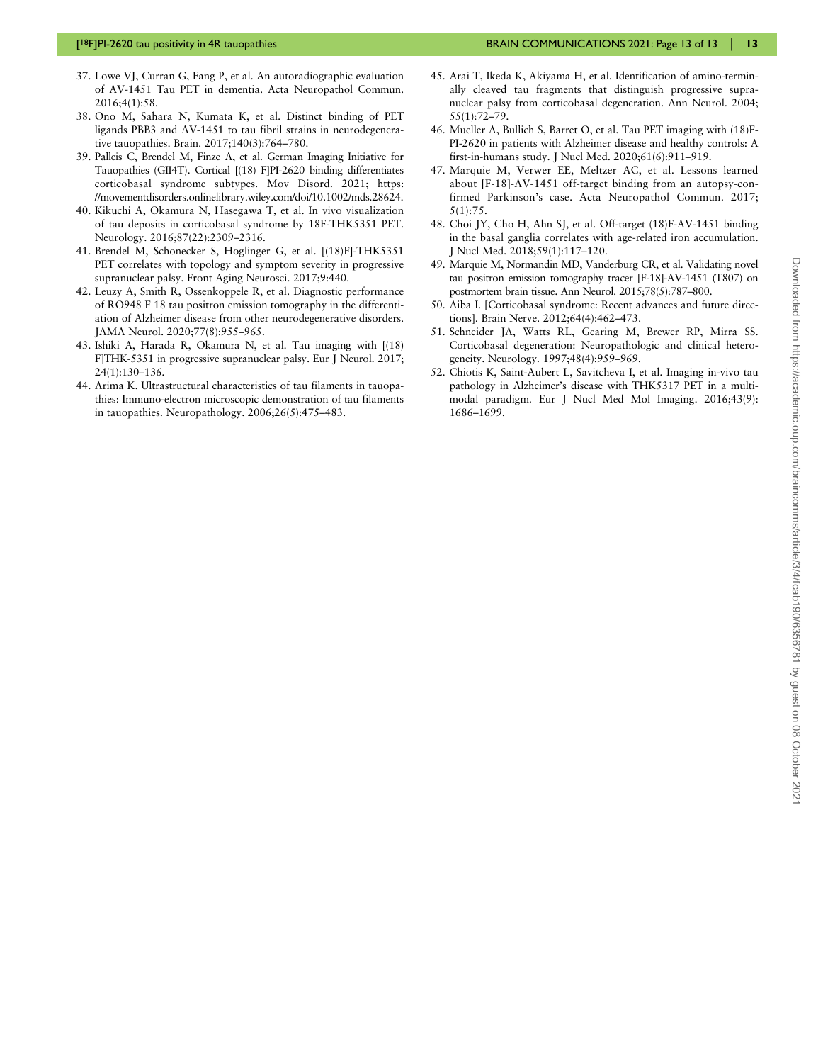37. Lowe VJ, Curran G, Fang P, et al. An autoradiographic evaluation of AV-1451 Tau PET in dementia. Acta Neuropathol Commun. 2016;4(1):58.
38. Ono M, Sahara N, Kumata K, et al. Distinct binding of PET ligands PBB3 and AV-1451 to tau fibril strains in neurodegenerative tauopathies. Brain. 2017;140(3):764–780.
39. Palleis C, Brendel M, Finze A, et al. German Imaging Initiative for Tauopathies (GII4T). Cortical [(18) F]PI-2620 binding differentiates corticobasal syndrome subtypes. Mov Disord. 2021; https://movementdisorders.onlinelibrary.wiley.com/doi/10.1002/mds.28624.
40. Kikuchi A, Okamura N, Hasegawa T, et al. In vivo visualization of tau deposits in corticobasal syndrome by 18F-THK5351 PET. Neurology. 2016;87(22):2309–2316.
41. Brendel M, Schonecker S, Hoglinger G, et al. [(18)F]-THK5351 PET correlates with topology and symptom severity in progressive supranuclear palsy. Front Aging Neurosci. 2017;9:440.
42. Leuzy A, Smith R, Ossenkoppele R, et al. Diagnostic performance of RO948 F 18 tau positron emission tomography in the differentiation of Alzheimer disease from other neurodegenerative disorders. JAMA Neurol. 2020;77(8):955–965.
43. Ishiki A, Harada R, Okamura N, et al. Tau imaging with [(18) F]THK-5351 in progressive supranuclear palsy. Eur J Neurol. 2017; 24(1):130–136.
44. Arima K. Ultrastructural characteristics of tau filaments in tauopathies: Immuno-electron microscopic demonstration of tau filaments in tauopathies. Neuropathology. 2006;26(5):475–483.
45. Arai T, Ikeda K, Akiyama H, et al. Identification of amino-terminally cleaved tau fragments that distinguish progressive supranuclear palsy from corticobasal degeneration. Ann Neurol. 2004; 55(1):72–79.
46. Mueller A, Bullich S, Barret O, et al. Tau PET imaging with (18)F-PI-2620 in patients with Alzheimer disease and healthy controls: A first-in-humans study. J Nucl Med. 2020;61(6):911–919.
47. Marquie M, Verwer EE, Meltzer AC, et al. Lessons learned about [F-18]-AV-1451 off-target binding from an autopsy-confirmed Parkinson's case. Acta Neuropathol Commun. 2017; 5(1):75.
48. Choi JY, Cho H, Ahn SJ, et al. Off-target (18)F-AV-1451 binding in the basal ganglia correlates with age-related iron accumulation. J Nucl Med. 2018;59(1):117–120.
49. Marquie M, Normandin MD, Vanderburg CR, et al. Validating novel tau positron emission tomography tracer [F-18]-AV-1451 (T807) on postmortem brain tissue. Ann Neurol. 2015;78(5):787–800.
50. Aiba I. [Corticobasal syndrome: Recent advances and future directions]. Brain Nerve. 2012;64(4):462–473.
51. Schneider JA, Watts RL, Gearing M, Brewer RP, Mirra SS. Corticobasal degeneration: Neuropathologic and clinical heterogeneity. Neurology. 1997;48(4):959–969.
52. Chiotis K, Saint-Aubert L, Savitcheva I, et al. Imaging in-vivo tau pathology in Alzheimer's disease with THK5317 PET in a multimodal paradigm. Eur J Nucl Med Mol Imaging. 2016;43(9): 1686–1699.